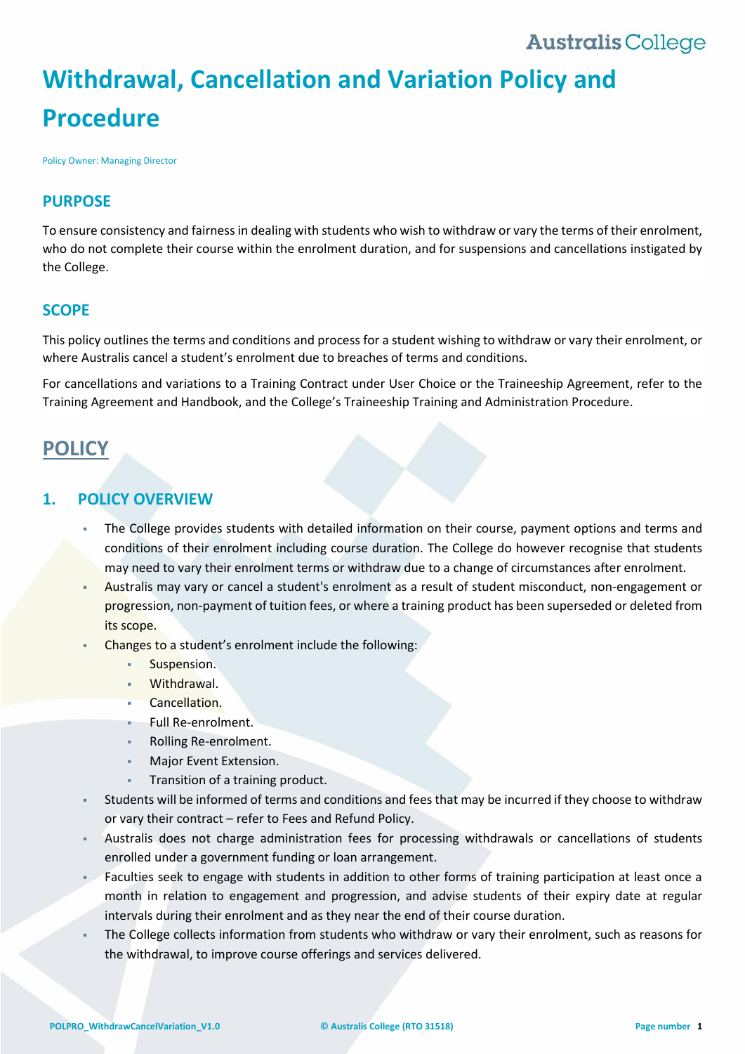# Withdrawal, Cancellation and Variation Policy and Procedure

Policy Owner: Managing Director

## PURPOSE

To ensure consistency and fairness in dealing with students who wish to withdraw or vary the terms of their enrolment, who do not complete their course within the enrolment duration, and for suspensions and cancellations instigated by the College.

## SCOPE

This policy outlines the terms and conditions and process for a student wishing to withdraw or vary their enrolment, or where Australis cancel a student's enrolment due to breaches of terms and conditions.

For cancellations and variations to a Training Contract under User Choice or the Traineeship Agreement, refer to the Training Agreement and Handbook, and the College's Traineeship Training and Administration Procedure.

# POLICY

## 1. POLICY OVERVIEW

- The College provides students with detailed information on their course, payment options and terms and conditions of their enrolment including course duration. The College do however recognise that students may need to vary their enrolment terms or withdraw due to a change of circumstances after enrolment.
- Australis may vary or cancel a student's enrolment as a result of student misconduct, non-engagement or progression, non-payment of tuition fees, or where a training product has been superseded or deleted from its scope.
- Changes to a student's enrolment include the following:
  - Suspension.
  - Withdrawal.
  - Cancellation.
  - Full Re-enrolment.
  - Rolling Re-enrolment.
  - Major Event Extension.
  - Transition of a training product.
- Students will be informed of terms and conditions and fees that may be incurred if they choose to withdraw or vary their contract – refer to Fees and Refund Policy.
- Australis does not charge administration fees for processing withdrawals or cancellations of students enrolled under a government funding or loan arrangement.
- Faculties seek to engage with students in addition to other forms of training participation at least once a month in relation to engagement and progression, and advise students of their expiry date at regular intervals during their enrolment and as they near the end of their course duration.
- The College collects information from students who withdraw or vary their enrolment, such as reasons for the withdrawal, to improve course offerings and services delivered.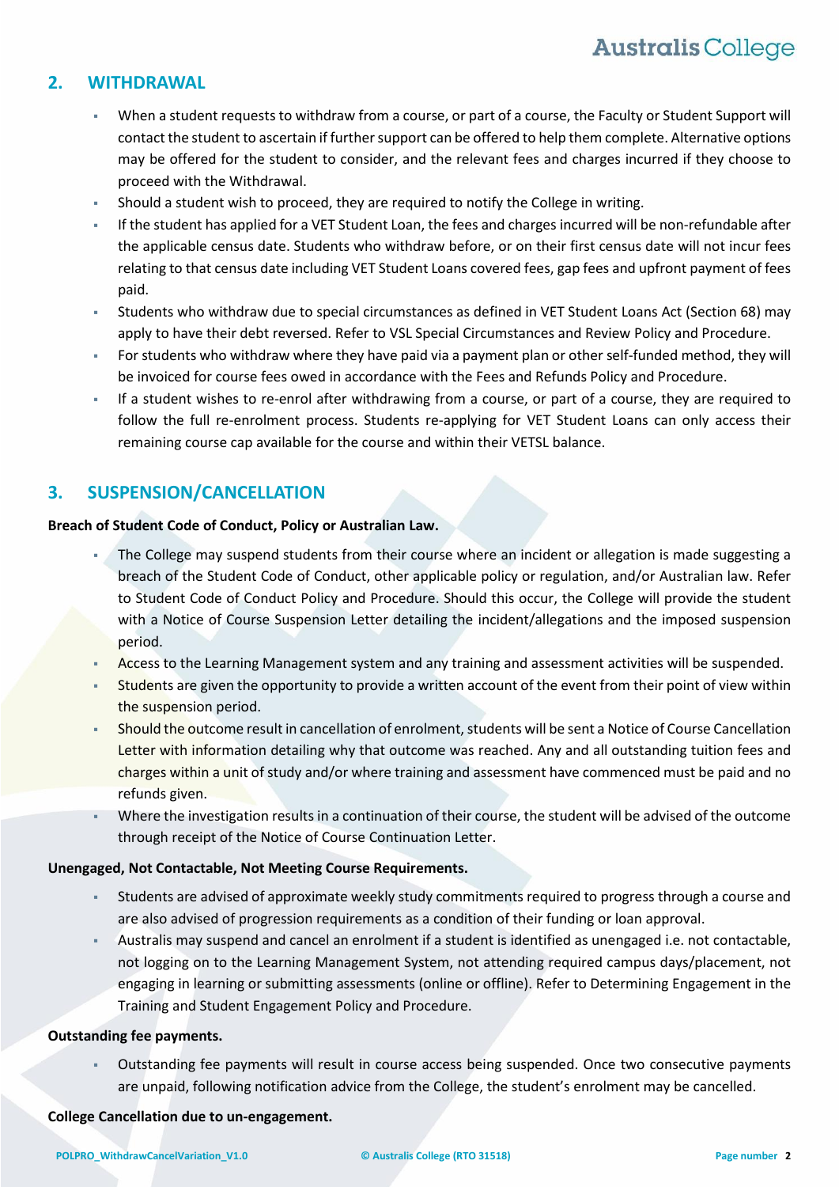## 2. WITHDRAWAL

- When a student requests to withdraw from a course, or part of a course, the Faculty or Student Support will contact the student to ascertain if further support can be offered to help them complete. Alternative options may be offered for the student to consider, and the relevant fees and charges incurred if they choose to proceed with the Withdrawal.
- Should a student wish to proceed, they are required to notify the College in writing.
- If the student has applied for a VET Student Loan, the fees and charges incurred will be non-refundable after the applicable census date. Students who withdraw before, or on their first census date will not incur fees relating to that census date including VET Student Loans covered fees, gap fees and upfront payment of fees paid.
- Students who withdraw due to special circumstances as defined in VET Student Loans Act (Section 68) may apply to have their debt reversed. Refer to VSL Special Circumstances and Review Policy and Procedure.
- For students who withdraw where they have paid via a payment plan or other self-funded method, they will be invoiced for course fees owed in accordance with the Fees and Refunds Policy and Procedure.
- If a student wishes to re-enrol after withdrawing from a course, or part of a course, they are required to follow the full re-enrolment process. Students re-applying for VET Student Loans can only access their remaining course cap available for the course and within their VETSL balance.

## 3. SUSPENSION/CANCELLATION

**Breach of Student Code of Conduct, Policy or Australian Law.**

- The College may suspend students from their course where an incident or allegation is made suggesting a breach of the Student Code of Conduct, other applicable policy or regulation, and/or Australian law. Refer to Student Code of Conduct Policy and Procedure. Should this occur, the College will provide the student with a Notice of Course Suspension Letter detailing the incident/allegations and the imposed suspension period.
- Access to the Learning Management system and any training and assessment activities will be suspended.
- Students are given the opportunity to provide a written account of the event from their point of view within the suspension period.
- Should the outcome result in cancellation of enrolment, students will be sent a Notice of Course Cancellation Letter with information detailing why that outcome was reached. Any and all outstanding tuition fees and charges within a unit of study and/or where training and assessment have commenced must be paid and no refunds given.
- Where the investigation results in a continuation of their course, the student will be advised of the outcome through receipt of the Notice of Course Continuation Letter.

**Unengaged, Not Contactable, Not Meeting Course Requirements.**

- Students are advised of approximate weekly study commitments required to progress through a course and are also advised of progression requirements as a condition of their funding or loan approval.
- Australis may suspend and cancel an enrolment if a student is identified as unengaged i.e. not contactable, not logging on to the Learning Management System, not attending required campus days/placement, not engaging in learning or submitting assessments (online or offline). Refer to Determining Engagement in the Training and Student Engagement Policy and Procedure.

**Outstanding fee payments.**

- Outstanding fee payments will result in course access being suspended. Once two consecutive payments are unpaid, following notification advice from the College, the student's enrolment may be cancelled.

**College Cancellation due to un-engagement.**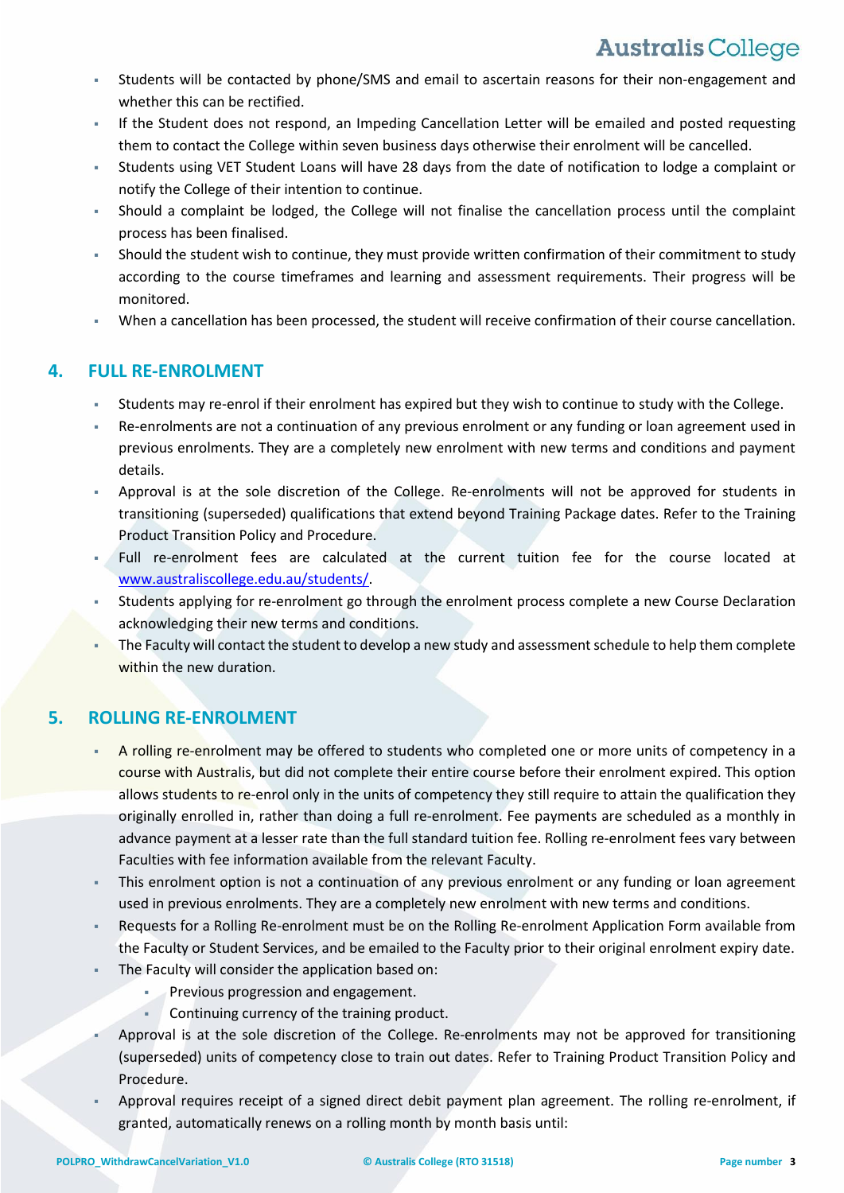- Students will be contacted by phone/SMS and email to ascertain reasons for their non-engagement and whether this can be rectified.
- If the Student does not respond, an Impeding Cancellation Letter will be emailed and posted requesting them to contact the College within seven business days otherwise their enrolment will be cancelled.
- Students using VET Student Loans will have 28 days from the date of notification to lodge a complaint or notify the College of their intention to continue.
- Should a complaint be lodged, the College will not finalise the cancellation process until the complaint process has been finalised.
- Should the student wish to continue, they must provide written confirmation of their commitment to study according to the course timeframes and learning and assessment requirements. Their progress will be monitored.
- When a cancellation has been processed, the student will receive confirmation of their course cancellation.

## 4. FULL RE-ENROLMENT

- Students may re-enrol if their enrolment has expired but they wish to continue to study with the College.
- Re-enrolments are not a continuation of any previous enrolment or any funding or loan agreement used in previous enrolments. They are a completely new enrolment with new terms and conditions and payment details.
- Approval is at the sole discretion of the College. Re-enrolments will not be approved for students in transitioning (superseded) qualifications that extend beyond Training Package dates. Refer to the Training Product Transition Policy and Procedure.
- Full re-enrolment fees are calculated at the current tuition fee for the course located at [www.australiscollege.edu.au/students/](www.australiscollege.edu.au/students/).
- Students applying for re-enrolment go through the enrolment process complete a new Course Declaration acknowledging their new terms and conditions.
- The Faculty will contact the student to develop a new study and assessment schedule to help them complete within the new duration.

## 5. ROLLING RE-ENROLMENT

- A rolling re-enrolment may be offered to students who completed one or more units of competency in a course with Australis, but did not complete their entire course before their enrolment expired. This option allows students to re-enrol only in the units of competency they still require to attain the qualification they originally enrolled in, rather than doing a full re-enrolment. Fee payments are scheduled as a monthly in advance payment at a lesser rate than the full standard tuition fee. Rolling re-enrolment fees vary between Faculties with fee information available from the relevant Faculty.
- This enrolment option is not a continuation of any previous enrolment or any funding or loan agreement used in previous enrolments. They are a completely new enrolment with new terms and conditions.
- Requests for a Rolling Re-enrolment must be on the Rolling Re-enrolment Application Form available from the Faculty or Student Services, and be emailed to the Faculty prior to their original enrolment expiry date.
- The Faculty will consider the application based on:
  - Previous progression and engagement.
  - Continuing currency of the training product.
- Approval is at the sole discretion of the College. Re-enrolments may not be approved for transitioning (superseded) units of competency close to train out dates. Refer to Training Product Transition Policy and Procedure.
- Approval requires receipt of a signed direct debit payment plan agreement. The rolling re-enrolment, if granted, automatically renews on a rolling month by month basis until: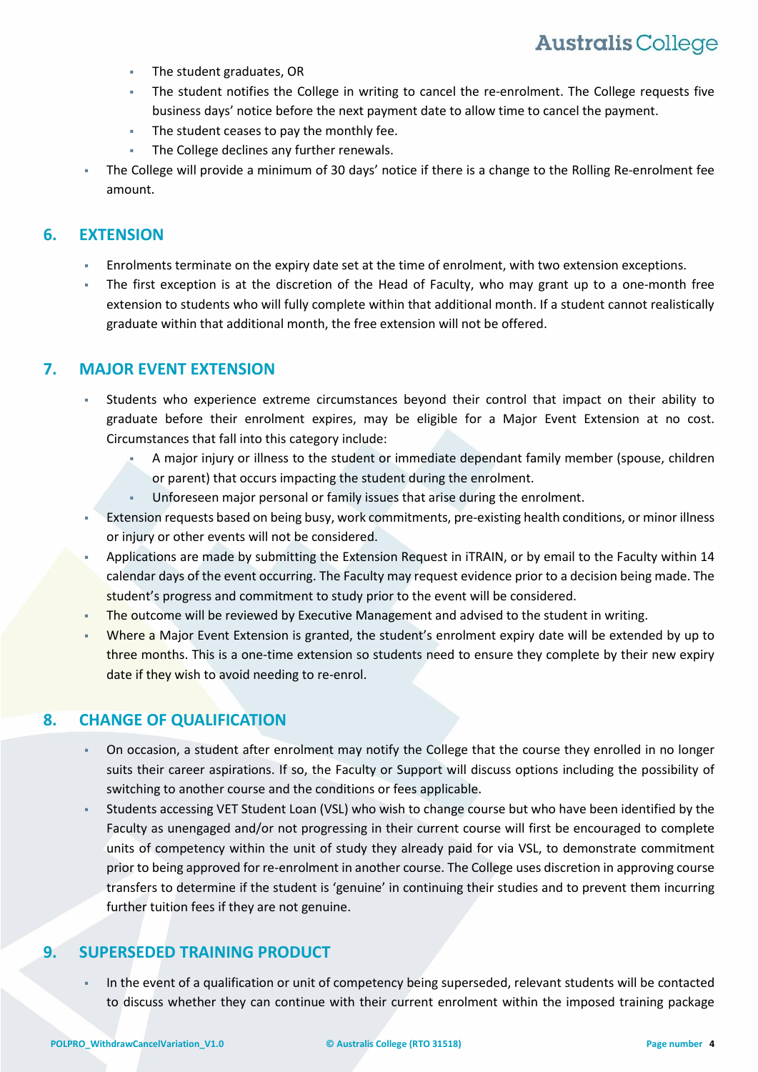- The student graduates, OR
    - The student notifies the College in writing to cancel the re-enrolment. The College requests five business days' notice before the next payment date to allow time to cancel the payment.
    - The student ceases to pay the monthly fee.
    - The College declines any further renewals.
- The College will provide a minimum of 30 days' notice if there is a change to the Rolling Re-enrolment fee amount.

## 6. EXTENSION

- Enrolments terminate on the expiry date set at the time of enrolment, with two extension exceptions.
- The first exception is at the discretion of the Head of Faculty, who may grant up to a one-month free extension to students who will fully complete within that additional month. If a student cannot realistically graduate within that additional month, the free extension will not be offered.

## 7. MAJOR EVENT EXTENSION

- Students who experience extreme circumstances beyond their control that impact on their ability to graduate before their enrolment expires, may be eligible for a Major Event Extension at no cost. Circumstances that fall into this category include:
    - A major injury or illness to the student or immediate dependant family member (spouse, children or parent) that occurs impacting the student during the enrolment.
    - Unforeseen major personal or family issues that arise during the enrolment.
- Extension requests based on being busy, work commitments, pre-existing health conditions, or minor illness or injury or other events will not be considered.
- Applications are made by submitting the Extension Request in iTRAIN, or by email to the Faculty within 14 calendar days of the event occurring. The Faculty may request evidence prior to a decision being made. The student's progress and commitment to study prior to the event will be considered.
- The outcome will be reviewed by Executive Management and advised to the student in writing.
- Where a Major Event Extension is granted, the student's enrolment expiry date will be extended by up to three months. This is a one-time extension so students need to ensure they complete by their new expiry date if they wish to avoid needing to re-enrol.

## 8. CHANGE OF QUALIFICATION

- On occasion, a student after enrolment may notify the College that the course they enrolled in no longer suits their career aspirations. If so, the Faculty or Support will discuss options including the possibility of switching to another course and the conditions or fees applicable.
- Students accessing VET Student Loan (VSL) who wish to change course but who have been identified by the Faculty as unengaged and/or not progressing in their current course will first be encouraged to complete units of competency within the unit of study they already paid for via VSL, to demonstrate commitment prior to being approved for re-enrolment in another course. The College uses discretion in approving course transfers to determine if the student is 'genuine' in continuing their studies and to prevent them incurring further tuition fees if they are not genuine.

## 9. SUPERSEDED TRAINING PRODUCT

- In the event of a qualification or unit of competency being superseded, relevant students will be contacted to discuss whether they can continue with their current enrolment within the imposed training package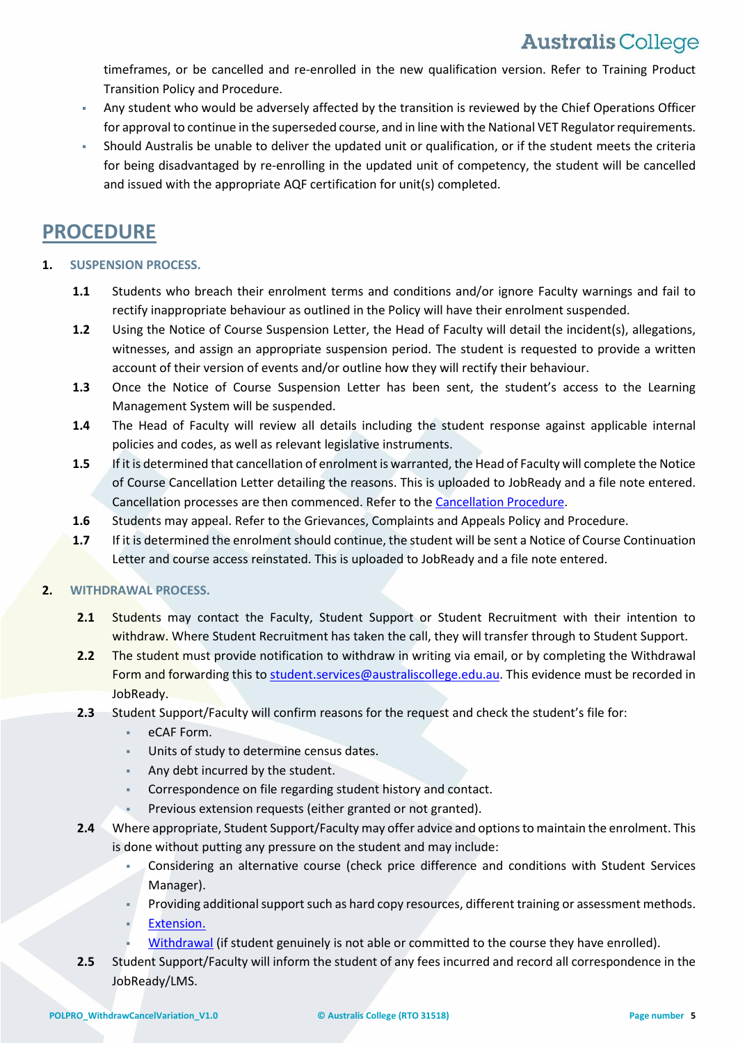timeframes, or be cancelled and re-enrolled in the new qualification version. Refer to Training Product Transition Policy and Procedure.

- Any student who would be adversely affected by the transition is reviewed by the Chief Operations Officer for approval to continue in the superseded course, and in line with the National VET Regulator requirements.
- Should Australis be unable to deliver the updated unit or qualification, or if the student meets the criteria for being disadvantaged by re-enrolling in the updated unit of competency, the student will be cancelled and issued with the appropriate AQF certification for unit(s) completed.

# PROCEDURE

## 1. SUSPENSION PROCESS.

**1.1** Students who breach their enrolment terms and conditions and/or ignore Faculty warnings and fail to rectify inappropriate behaviour as outlined in the Policy will have their enrolment suspended.

**1.2** Using the Notice of Course Suspension Letter, the Head of Faculty will detail the incident(s), allegations, witnesses, and assign an appropriate suspension period. The student is requested to provide a written account of their version of events and/or outline how they will rectify their behaviour.

**1.3** Once the Notice of Course Suspension Letter has been sent, the student's access to the Learning Management System will be suspended.

**1.4** The Head of Faculty will review all details including the student response against applicable internal policies and codes, as well as relevant legislative instruments.

**1.5** If it is determined that cancellation of enrolment is warranted, the Head of Faculty will complete the Notice of Course Cancellation Letter detailing the reasons. This is uploaded to JobReady and a file note entered. Cancellation processes are then commenced. Refer to the Cancellation Procedure.

**1.6** Students may appeal. Refer to the Grievances, Complaints and Appeals Policy and Procedure.

**1.7** If it is determined the enrolment should continue, the student will be sent a Notice of Course Continuation Letter and course access reinstated. This is uploaded to JobReady and a file note entered.

## 2. WITHDRAWAL PROCESS.

**2.1** Students may contact the Faculty, Student Support or Student Recruitment with their intention to withdraw. Where Student Recruitment has taken the call, they will transfer through to Student Support.

**2.2** The student must provide notification to withdraw in writing via email, or by completing the Withdrawal Form and forwarding this to student.services@australiscollege.edu.au. This evidence must be recorded in JobReady.

**2.3** Student Support/Faculty will confirm reasons for the request and check the student's file for:

- eCAF Form.
- Units of study to determine census dates.
- Any debt incurred by the student.
- Correspondence on file regarding student history and contact.
- Previous extension requests (either granted or not granted).

**2.4** Where appropriate, Student Support/Faculty may offer advice and options to maintain the enrolment. This is done without putting any pressure on the student and may include:

- Considering an alternative course (check price difference and conditions with Student Services Manager).
- Providing additional support such as hard copy resources, different training or assessment methods.
- Extension.
- Withdrawal (if student genuinely is not able or committed to the course they have enrolled).

**2.5** Student Support/Faculty will inform the student of any fees incurred and record all correspondence in the JobReady/LMS.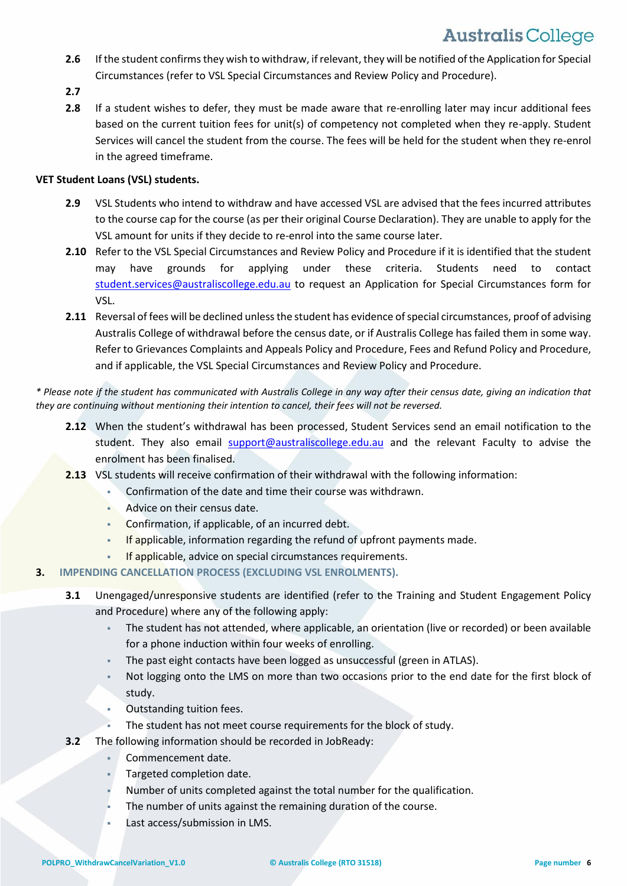**2.6** If the student confirms they wish to withdraw, if relevant, they will be notified of the Application for Special Circumstances (refer to VSL Special Circumstances and Review Policy and Procedure).

**2.7**

**2.8** If a student wishes to defer, they must be made aware that re-enrolling later may incur additional fees based on the current tuition fees for unit(s) of competency not completed when they re-apply. Student Services will cancel the student from the course. The fees will be held for the student when they re-enrol in the agreed timeframe.

**VET Student Loans (VSL) students.**

**2.9** VSL Students who intend to withdraw and have accessed VSL are advised that the fees incurred attributes to the course cap for the course (as per their original Course Declaration). They are unable to apply for the VSL amount for units if they decide to re-enrol into the same course later.

**2.10** Refer to the VSL Special Circumstances and Review Policy and Procedure if it is identified that the student may have grounds for applying under these criteria. Students need to contact student.services@australiscollege.edu.au to request an Application for Special Circumstances form for VSL.

**2.11** Reversal of fees will be declined unless the student has evidence of special circumstances, proof of advising Australis College of withdrawal before the census date, or if Australis College has failed them in some way. Refer to Grievances Complaints and Appeals Policy and Procedure, Fees and Refund Policy and Procedure, and if applicable, the VSL Special Circumstances and Review Policy and Procedure.

*\* Please note if the student has communicated with Australis College in any way after their census date, giving an indication that they are continuing without mentioning their intention to cancel, their fees will not be reversed.*

**2.12** When the student's withdrawal has been processed, Student Services send an email notification to the student. They also email support@australiscollege.edu.au and the relevant Faculty to advise the enrolment has been finalised.

**2.13** VSL students will receive confirmation of their withdrawal with the following information:

- Confirmation of the date and time their course was withdrawn.
- Advice on their census date.
- Confirmation, if applicable, of an incurred debt.
- If applicable, information regarding the refund of upfront payments made.
- If applicable, advice on special circumstances requirements.

## 3. IMPENDING CANCELLATION PROCESS (EXCLUDING VSL ENROLMENTS).

**3.1** Unengaged/unresponsive students are identified (refer to the Training and Student Engagement Policy and Procedure) where any of the following apply:

- The student has not attended, where applicable, an orientation (live or recorded) or been available for a phone induction within four weeks of enrolling.
- The past eight contacts have been logged as unsuccessful (green in ATLAS).
- Not logging onto the LMS on more than two occasions prior to the end date for the first block of study.
- Outstanding tuition fees.
- The student has not meet course requirements for the block of study.

**3.2** The following information should be recorded in JobReady:

- Commencement date.
- Targeted completion date.
- Number of units completed against the total number for the qualification.
- The number of units against the remaining duration of the course.
- Last access/submission in LMS.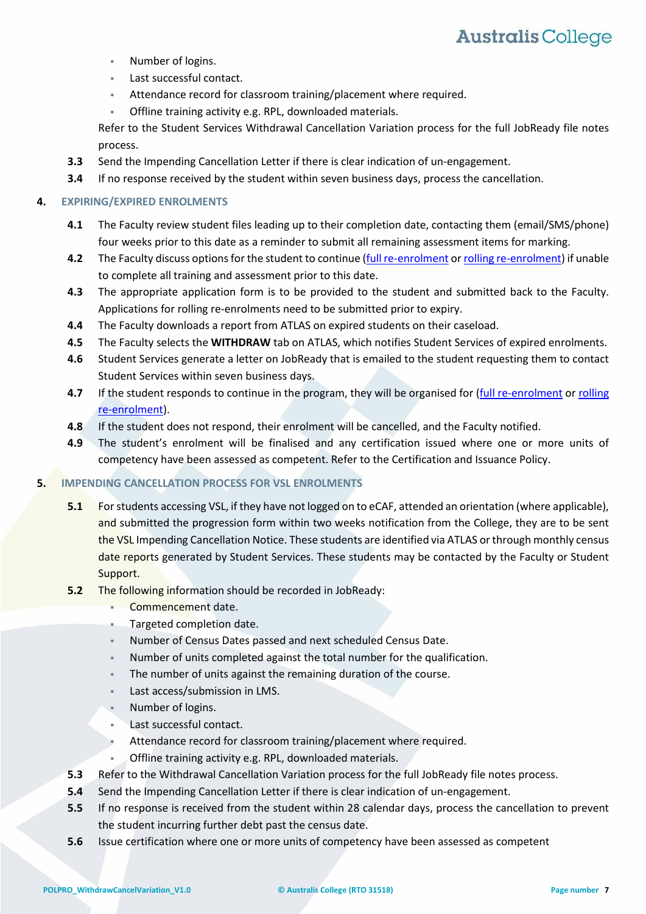- Number of logins.
- Last successful contact.
- Attendance record for classroom training/placement where required.
- Offline training activity e.g. RPL, downloaded materials.

Refer to the Student Services Withdrawal Cancellation Variation process for the full JobReady file notes process.

**3.3** Send the Impending Cancellation Letter if there is clear indication of un-engagement.

**3.4** If no response received by the student within seven business days, process the cancellation.

## 4. EXPIRING/EXPIRED ENROLMENTS

**4.1** The Faculty review student files leading up to their completion date, contacting them (email/SMS/phone) four weeks prior to this date as a reminder to submit all remaining assessment items for marking.

**4.2** The Faculty discuss options for the student to continue (full re-enrolment or rolling re-enrolment) if unable to complete all training and assessment prior to this date.

**4.3** The appropriate application form is to be provided to the student and submitted back to the Faculty. Applications for rolling re-enrolments need to be submitted prior to expiry.

**4.4** The Faculty downloads a report from ATLAS on expired students on their caseload.

**4.5** The Faculty selects the **WITHDRAW** tab on ATLAS, which notifies Student Services of expired enrolments.

**4.6** Student Services generate a letter on JobReady that is emailed to the student requesting them to contact Student Services within seven business days.

**4.7** If the student responds to continue in the program, they will be organised for (full re-enrolment or rolling re-enrolment).

**4.8** If the student does not respond, their enrolment will be cancelled, and the Faculty notified.

**4.9** The student's enrolment will be finalised and any certification issued where one or more units of competency have been assessed as competent. Refer to the Certification and Issuance Policy.

## 5. IMPENDING CANCELLATION PROCESS FOR VSL ENROLMENTS

**5.1** For students accessing VSL, if they have not logged on to eCAF, attended an orientation (where applicable), and submitted the progression form within two weeks notification from the College, they are to be sent the VSL Impending Cancellation Notice. These students are identified via ATLAS or through monthly census date reports generated by Student Services. These students may be contacted by the Faculty or Student Support.

**5.2** The following information should be recorded in JobReady:

- Commencement date.
- Targeted completion date.
- Number of Census Dates passed and next scheduled Census Date.
- Number of units completed against the total number for the qualification.
- The number of units against the remaining duration of the course.
- Last access/submission in LMS.
- Number of logins.
- Last successful contact.
- Attendance record for classroom training/placement where required.
- Offline training activity e.g. RPL, downloaded materials.

**5.3** Refer to the Withdrawal Cancellation Variation process for the full JobReady file notes process.

**5.4** Send the Impending Cancellation Letter if there is clear indication of un-engagement.

**5.5** If no response is received from the student within 28 calendar days, process the cancellation to prevent the student incurring further debt past the census date.

**5.6** Issue certification where one or more units of competency have been assessed as competent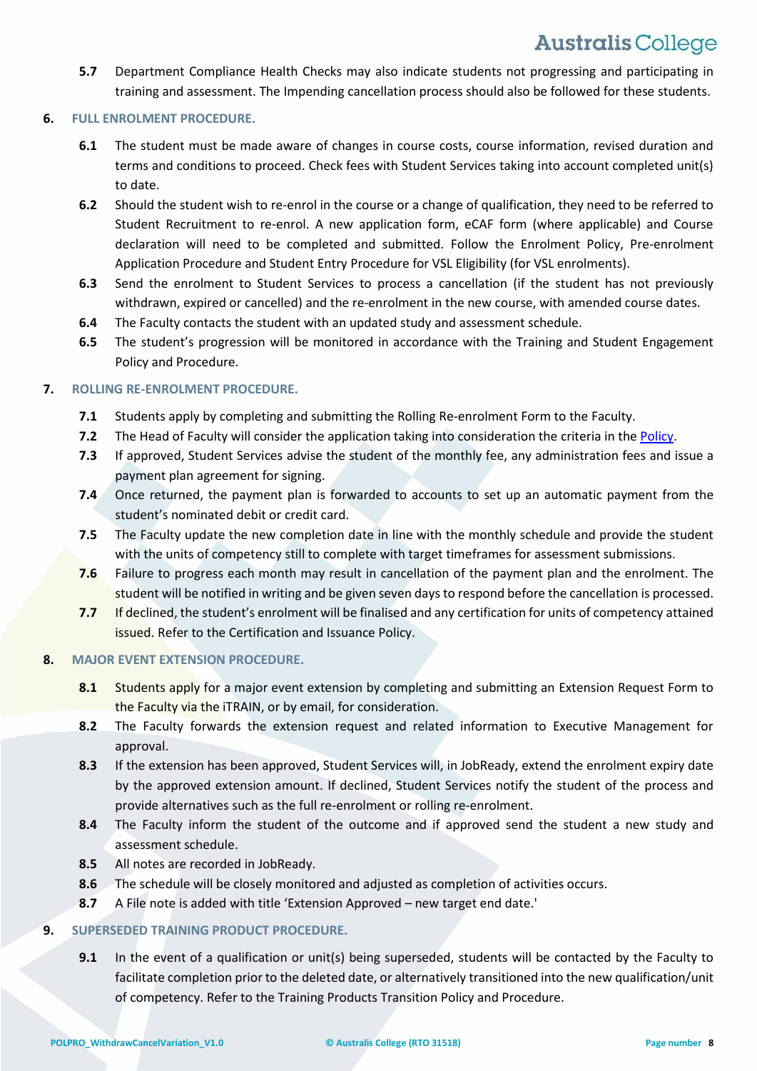**5.7** Department Compliance Health Checks may also indicate students not progressing and participating in training and assessment. The Impending cancellation process should also be followed for these students.

## 6. FULL ENROLMENT PROCEDURE.

**6.1** The student must be made aware of changes in course costs, course information, revised duration and terms and conditions to proceed. Check fees with Student Services taking into account completed unit(s) to date.

**6.2** Should the student wish to re-enrol in the course or a change of qualification, they need to be referred to Student Recruitment to re-enrol. A new application form, eCAF form (where applicable) and Course declaration will need to be completed and submitted. Follow the Enrolment Policy, Pre-enrolment Application Procedure and Student Entry Procedure for VSL Eligibility (for VSL enrolments).

**6.3** Send the enrolment to Student Services to process a cancellation (if the student has not previously withdrawn, expired or cancelled) and the re-enrolment in the new course, with amended course dates.

**6.4** The Faculty contacts the student with an updated study and assessment schedule.

**6.5** The student's progression will be monitored in accordance with the Training and Student Engagement Policy and Procedure.

## 7. ROLLING RE-ENROLMENT PROCEDURE.

**7.1** Students apply by completing and submitting the Rolling Re-enrolment Form to the Faculty.

**7.2** The Head of Faculty will consider the application taking into consideration the criteria in the Policy.

**7.3** If approved, Student Services advise the student of the monthly fee, any administration fees and issue a payment plan agreement for signing.

**7.4** Once returned, the payment plan is forwarded to accounts to set up an automatic payment from the student's nominated debit or credit card.

**7.5** The Faculty update the new completion date in line with the monthly schedule and provide the student with the units of competency still to complete with target timeframes for assessment submissions.

**7.6** Failure to progress each month may result in cancellation of the payment plan and the enrolment. The student will be notified in writing and be given seven days to respond before the cancellation is processed.

**7.7** If declined, the student's enrolment will be finalised and any certification for units of competency attained issued. Refer to the Certification and Issuance Policy.

## 8. MAJOR EVENT EXTENSION PROCEDURE.

**8.1** Students apply for a major event extension by completing and submitting an Extension Request Form to the Faculty via the iTRAIN, or by email, for consideration.

**8.2** The Faculty forwards the extension request and related information to Executive Management for approval.

**8.3** If the extension has been approved, Student Services will, in JobReady, extend the enrolment expiry date by the approved extension amount. If declined, Student Services notify the student of the process and provide alternatives such as the full re-enrolment or rolling re-enrolment.

**8.4** The Faculty inform the student of the outcome and if approved send the student a new study and assessment schedule.

**8.5** All notes are recorded in JobReady.

**8.6** The schedule will be closely monitored and adjusted as completion of activities occurs.

**8.7** A File note is added with title 'Extension Approved – new target end date.'

## 9. SUPERSEDED TRAINING PRODUCT PROCEDURE.

**9.1** In the event of a qualification or unit(s) being superseded, students will be contacted by the Faculty to facilitate completion prior to the deleted date, or alternatively transitioned into the new qualification/unit of competency. Refer to the Training Products Transition Policy and Procedure.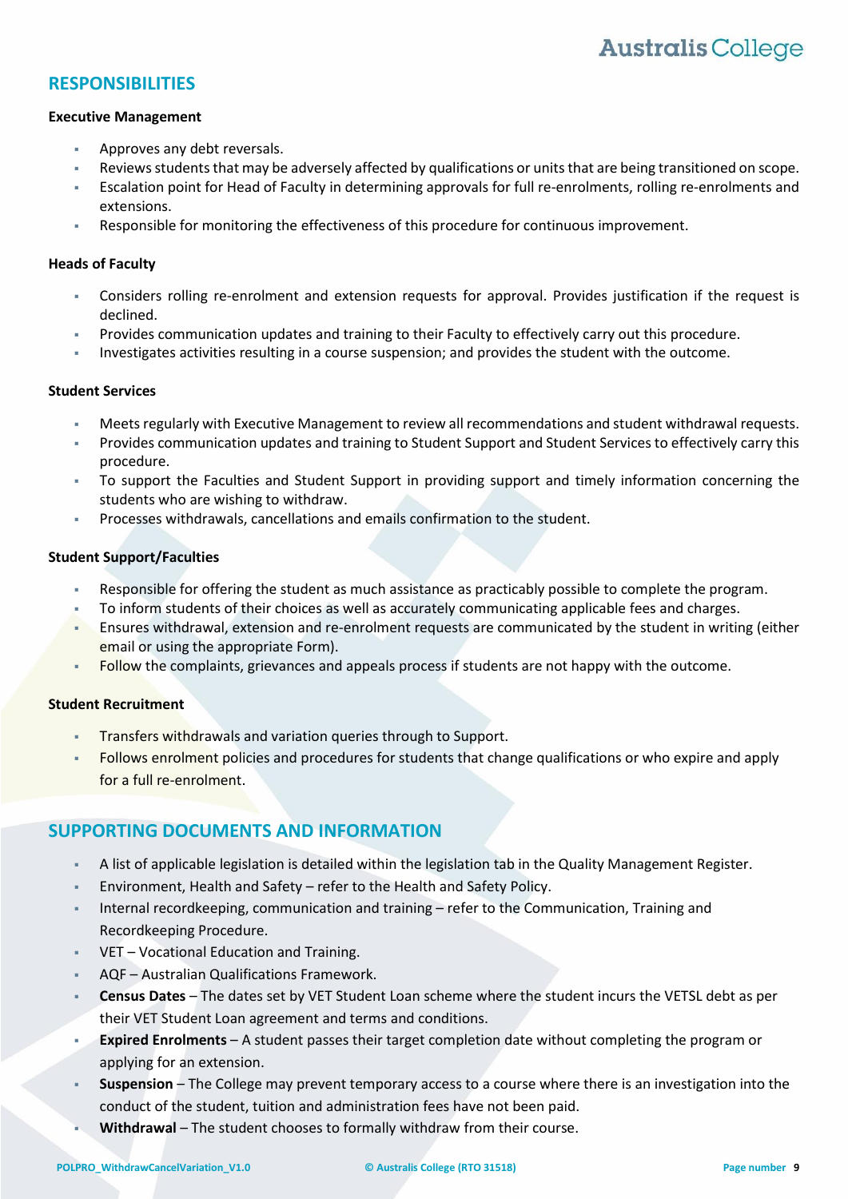## RESPONSIBILITIES

**Executive Management**

- Approves any debt reversals.
- Reviews students that may be adversely affected by qualifications or units that are being transitioned on scope.
- Escalation point for Head of Faculty in determining approvals for full re-enrolments, rolling re-enrolments and extensions.
- Responsible for monitoring the effectiveness of this procedure for continuous improvement.

**Heads of Faculty**

- Considers rolling re-enrolment and extension requests for approval. Provides justification if the request is declined.
- Provides communication updates and training to their Faculty to effectively carry out this procedure.
- Investigates activities resulting in a course suspension; and provides the student with the outcome.

**Student Services**

- Meets regularly with Executive Management to review all recommendations and student withdrawal requests.
- Provides communication updates and training to Student Support and Student Services to effectively carry this procedure.
- To support the Faculties and Student Support in providing support and timely information concerning the students who are wishing to withdraw.
- Processes withdrawals, cancellations and emails confirmation to the student.

**Student Support/Faculties**

- Responsible for offering the student as much assistance as practicably possible to complete the program.
- To inform students of their choices as well as accurately communicating applicable fees and charges.
- Ensures withdrawal, extension and re-enrolment requests are communicated by the student in writing (either email or using the appropriate Form).
- Follow the complaints, grievances and appeals process if students are not happy with the outcome.

**Student Recruitment**

- Transfers withdrawals and variation queries through to Support.
- Follows enrolment policies and procedures for students that change qualifications or who expire and apply for a full re-enrolment.

## SUPPORTING DOCUMENTS AND INFORMATION

- A list of applicable legislation is detailed within the legislation tab in the Quality Management Register.
- Environment, Health and Safety – refer to the Health and Safety Policy.
- Internal recordkeeping, communication and training – refer to the Communication, Training and Recordkeeping Procedure.
- VET – Vocational Education and Training.
- AQF – Australian Qualifications Framework.
- **Census Dates** – The dates set by VET Student Loan scheme where the student incurs the VETSL debt as per their VET Student Loan agreement and terms and conditions.
- **Expired Enrolments** – A student passes their target completion date without completing the program or applying for an extension.
- **Suspension** – The College may prevent temporary access to a course where there is an investigation into the conduct of the student, tuition and administration fees have not been paid.
- **Withdrawal** – The student chooses to formally withdraw from their course.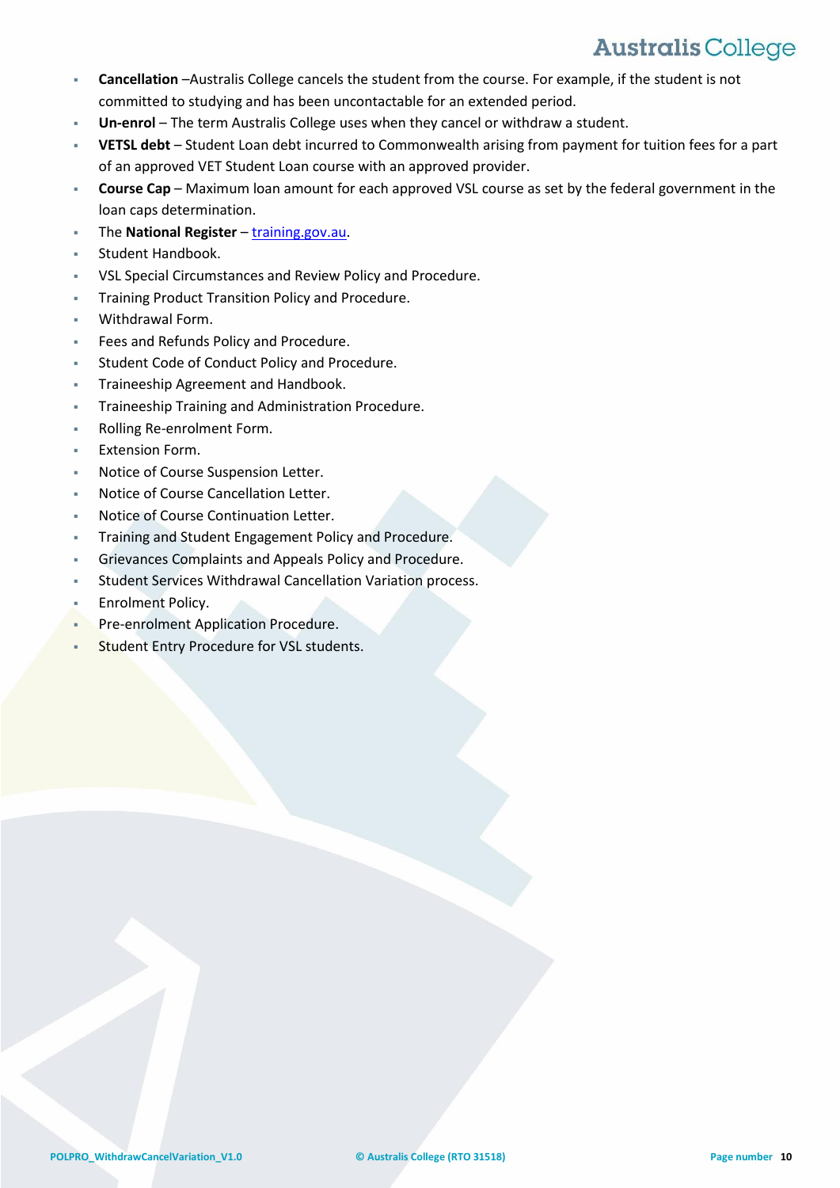- **Cancellation** –Australis College cancels the student from the course. For example, if the student is not committed to studying and has been uncontactable for an extended period.
- **Un-enrol** – The term Australis College uses when they cancel or withdraw a student.
- **VETSL debt** – Student Loan debt incurred to Commonwealth arising from payment for tuition fees for a part of an approved VET Student Loan course with an approved provider.
- **Course Cap** – Maximum loan amount for each approved VSL course as set by the federal government in the loan caps determination.
- The **National Register** – [training.gov.au](training.gov.au).
- Student Handbook.
- VSL Special Circumstances and Review Policy and Procedure.
- Training Product Transition Policy and Procedure.
- Withdrawal Form.
- Fees and Refunds Policy and Procedure.
- Student Code of Conduct Policy and Procedure.
- Traineeship Agreement and Handbook.
- Traineeship Training and Administration Procedure.
- Rolling Re-enrolment Form.
- Extension Form.
- Notice of Course Suspension Letter.
- Notice of Course Cancellation Letter.
- Notice of Course Continuation Letter.
- Training and Student Engagement Policy and Procedure.
- Grievances Complaints and Appeals Policy and Procedure.
- Student Services Withdrawal Cancellation Variation process.
- Enrolment Policy.
- Pre-enrolment Application Procedure.
- Student Entry Procedure for VSL students.